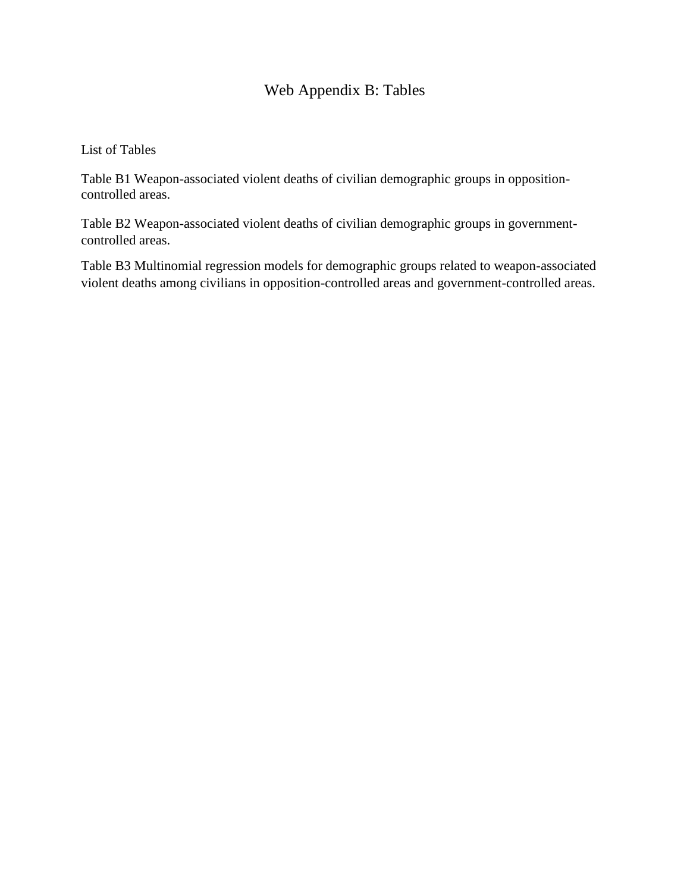# Web Appendix B: Tables

List of Tables

Table B1 Weapon-associated violent deaths of civilian demographic groups in opposition-controlled areas.

Table B2 Weapon-associated violent deaths of civilian demographic groups in government-controlled areas.

Table B3 Multinomial regression models for demographic groups related to weapon-associated violent deaths among civilians in opposition-controlled areas and government-controlled areas.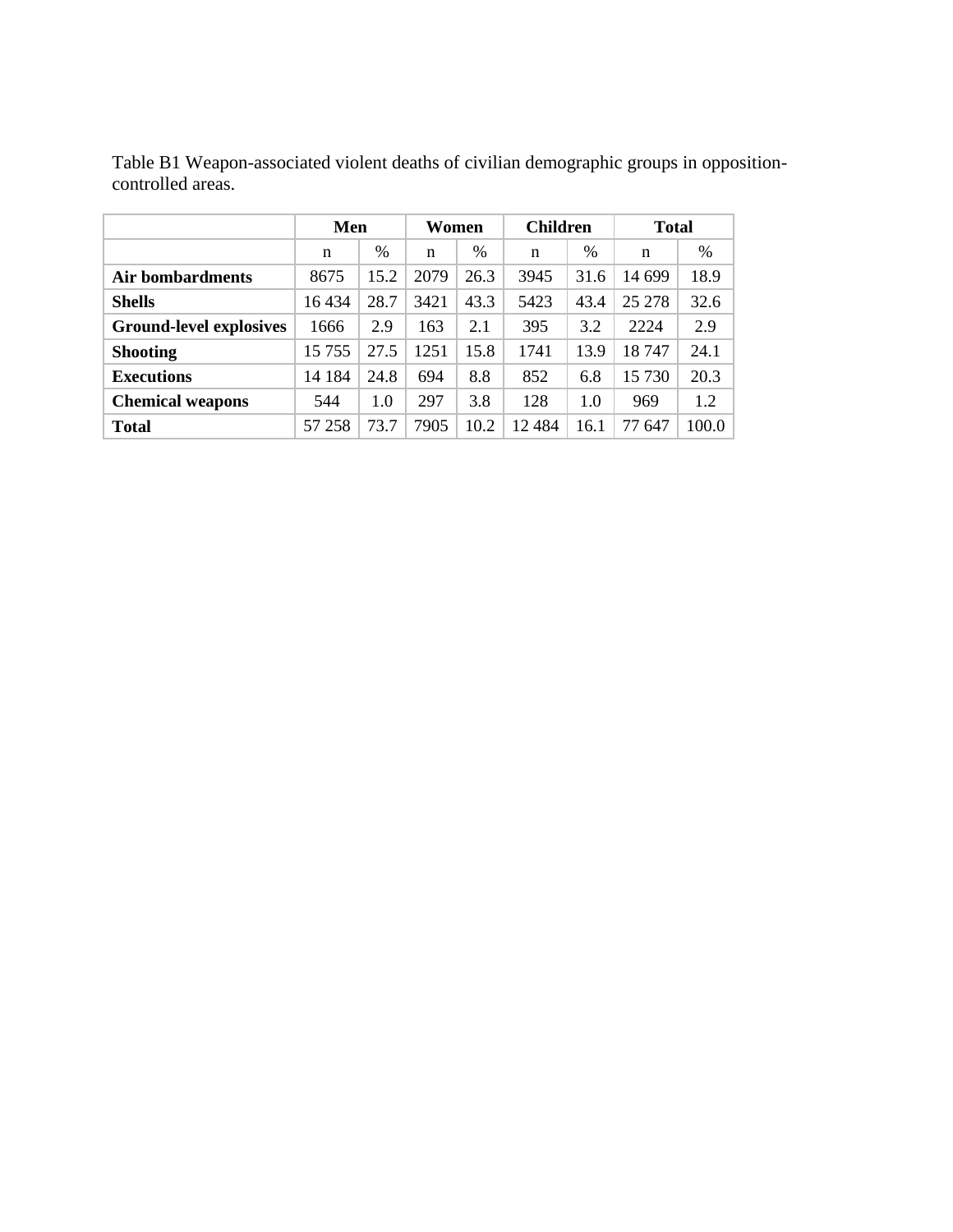Table B1 Weapon-associated violent deaths of civilian demographic groups in opposition-controlled areas.

| | Men | | Women | | Children | | Total | |
|---|---|---|---|---|---|---|---|---|
| | n | % | n | % | n | % | n | % |
| **Air bombardments** | 8675 | 15.2 | 2079 | 26.3 | 3945 | 31.6 | 14 699 | 18.9 |
| **Shells** | 16 434 | 28.7 | 3421 | 43.3 | 5423 | 43.4 | 25 278 | 32.6 |
| **Ground-level explosives** | 1666 | 2.9 | 163 | 2.1 | 395 | 3.2 | 2224 | 2.9 |
| **Shooting** | 15 755 | 27.5 | 1251 | 15.8 | 1741 | 13.9 | 18 747 | 24.1 |
| **Executions** | 14 184 | 24.8 | 694 | 8.8 | 852 | 6.8 | 15 730 | 20.3 |
| **Chemical weapons** | 544 | 1.0 | 297 | 3.8 | 128 | 1.0 | 969 | 1.2 |
| **Total** | 57 258 | 73.7 | 7905 | 10.2 | 12 484 | 16.1 | 77 647 | 100.0 |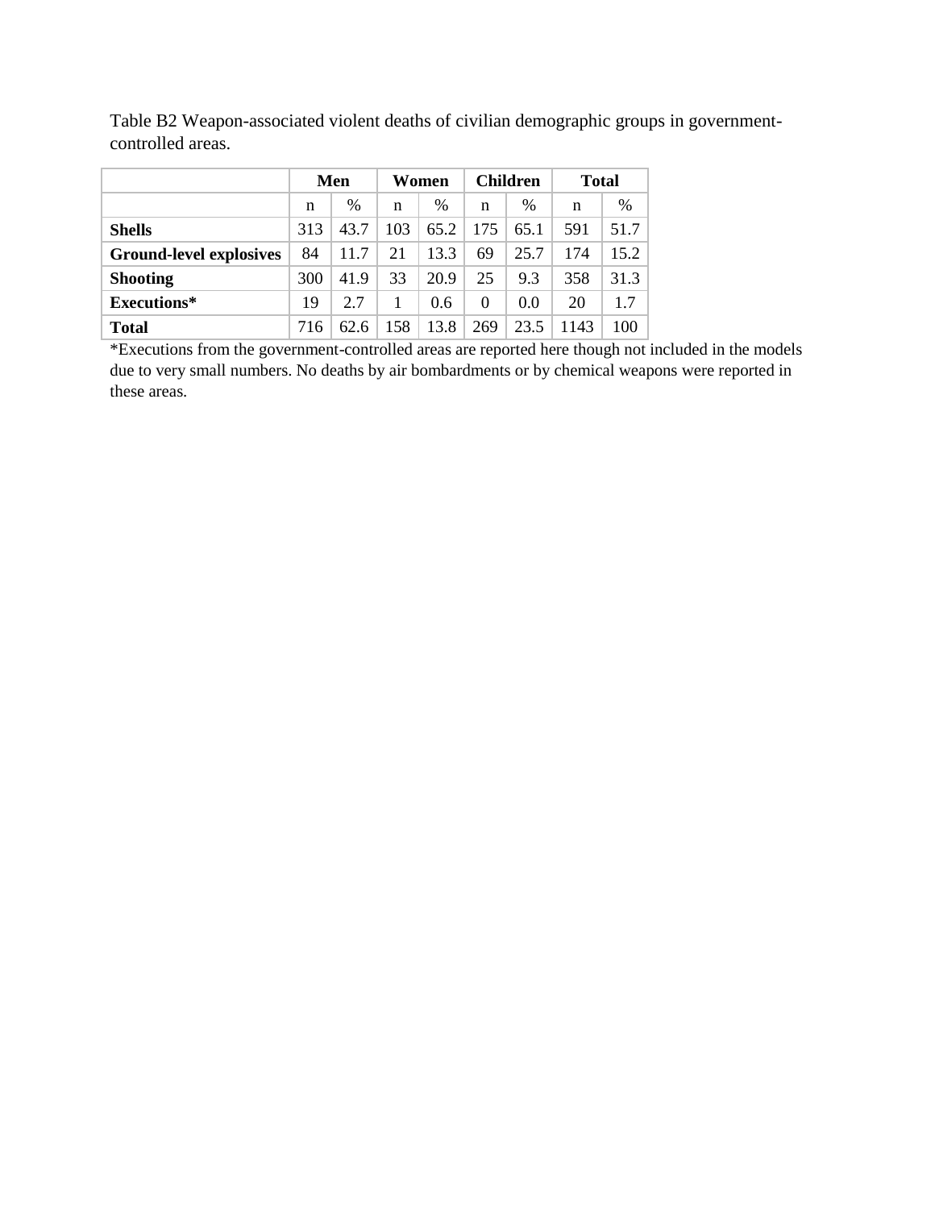Table B2 Weapon-associated violent deaths of civilian demographic groups in government-controlled areas.

| | Men | | Women | | Children | | Total | |
|---|---|---|---|---|---|---|---|---|
| | n | % | n | % | n | % | n | % |
| **Shells** | 313 | 43.7 | 103 | 65.2 | 175 | 65.1 | 591 | 51.7 |
| **Ground-level explosives** | 84 | 11.7 | 21 | 13.3 | 69 | 25.7 | 174 | 15.2 |
| **Shooting** | 300 | 41.9 | 33 | 20.9 | 25 | 9.3 | 358 | 31.3 |
| **Executions*** | 19 | 2.7 | 1 | 0.6 | 0 | 0.0 | 20 | 1.7 |
| **Total** | 716 | 62.6 | 158 | 13.8 | 269 | 23.5 | 1143 | 100 |

*Executions from the government-controlled areas are reported here though not included in the models due to very small numbers. No deaths by air bombardments or by chemical weapons were reported in these areas.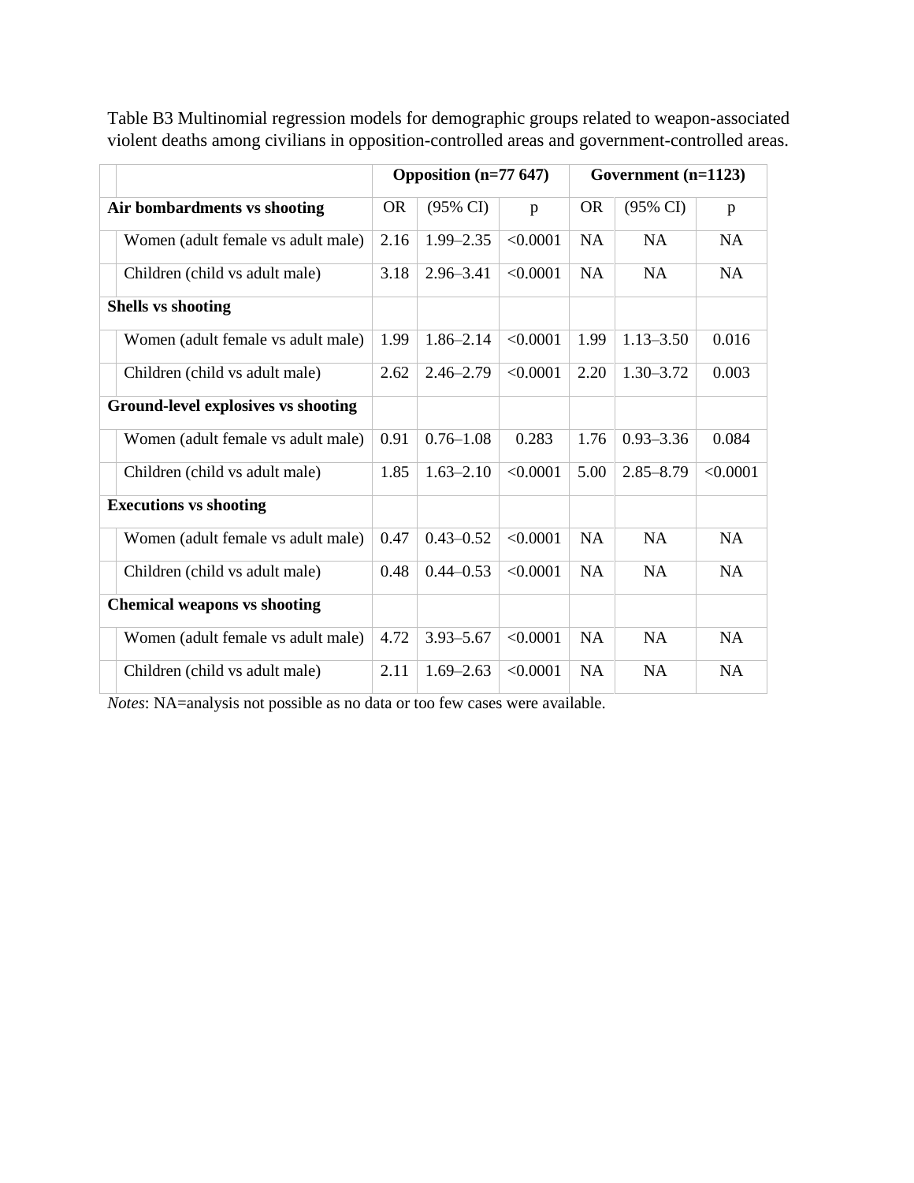Table B3 Multinomial regression models for demographic groups related to weapon-associated violent deaths among civilians in opposition-controlled areas and government-controlled areas.

| | Opposition (n=77 647) | | | Government (n=1123) | | |
|---|---|---|---|---|---|---|
| **Air bombardments vs shooting** | OR | (95% CI) | p | OR | (95% CI) | p |
| Women (adult female vs adult male) | 2.16 | 1.99–2.35 | <0.0001 | NA | NA | NA |
| Children (child vs adult male) | 3.18 | 2.96–3.41 | <0.0001 | NA | NA | NA |
| **Shells vs shooting** | | | | | | |
| Women (adult female vs adult male) | 1.99 | 1.86–2.14 | <0.0001 | 1.99 | 1.13–3.50 | 0.016 |
| Children (child vs adult male) | 2.62 | 2.46–2.79 | <0.0001 | 2.20 | 1.30–3.72 | 0.003 |
| **Ground-level explosives vs shooting** | | | | | | |
| Women (adult female vs adult male) | 0.91 | 0.76–1.08 | 0.283 | 1.76 | 0.93–3.36 | 0.084 |
| Children (child vs adult male) | 1.85 | 1.63–2.10 | <0.0001 | 5.00 | 2.85–8.79 | <0.0001 |
| **Executions vs shooting** | | | | | | |
| Women (adult female vs adult male) | 0.47 | 0.43–0.52 | <0.0001 | NA | NA | NA |
| Children (child vs adult male) | 0.48 | 0.44–0.53 | <0.0001 | NA | NA | NA |
| **Chemical weapons vs shooting** | | | | | | |
| Women (adult female vs adult male) | 4.72 | 3.93–5.67 | <0.0001 | NA | NA | NA |
| Children (child vs adult male) | 2.11 | 1.69–2.63 | <0.0001 | NA | NA | NA |

*Notes*: NA=analysis not possible as no data or too few cases were available.